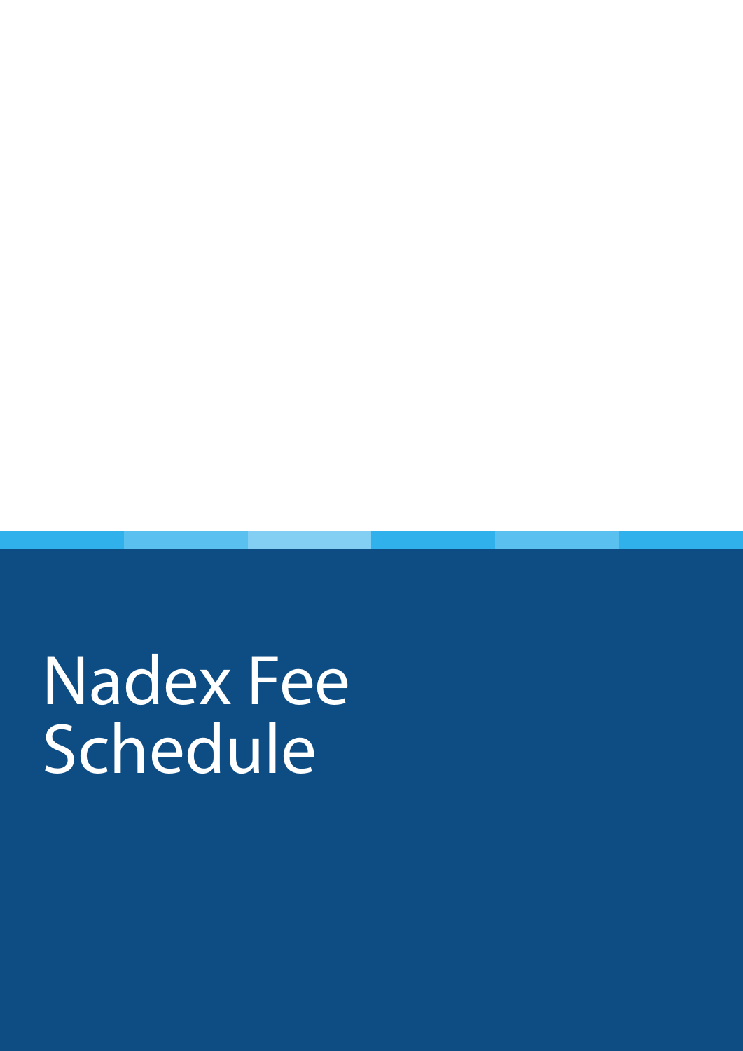# Nadex Fee Schedule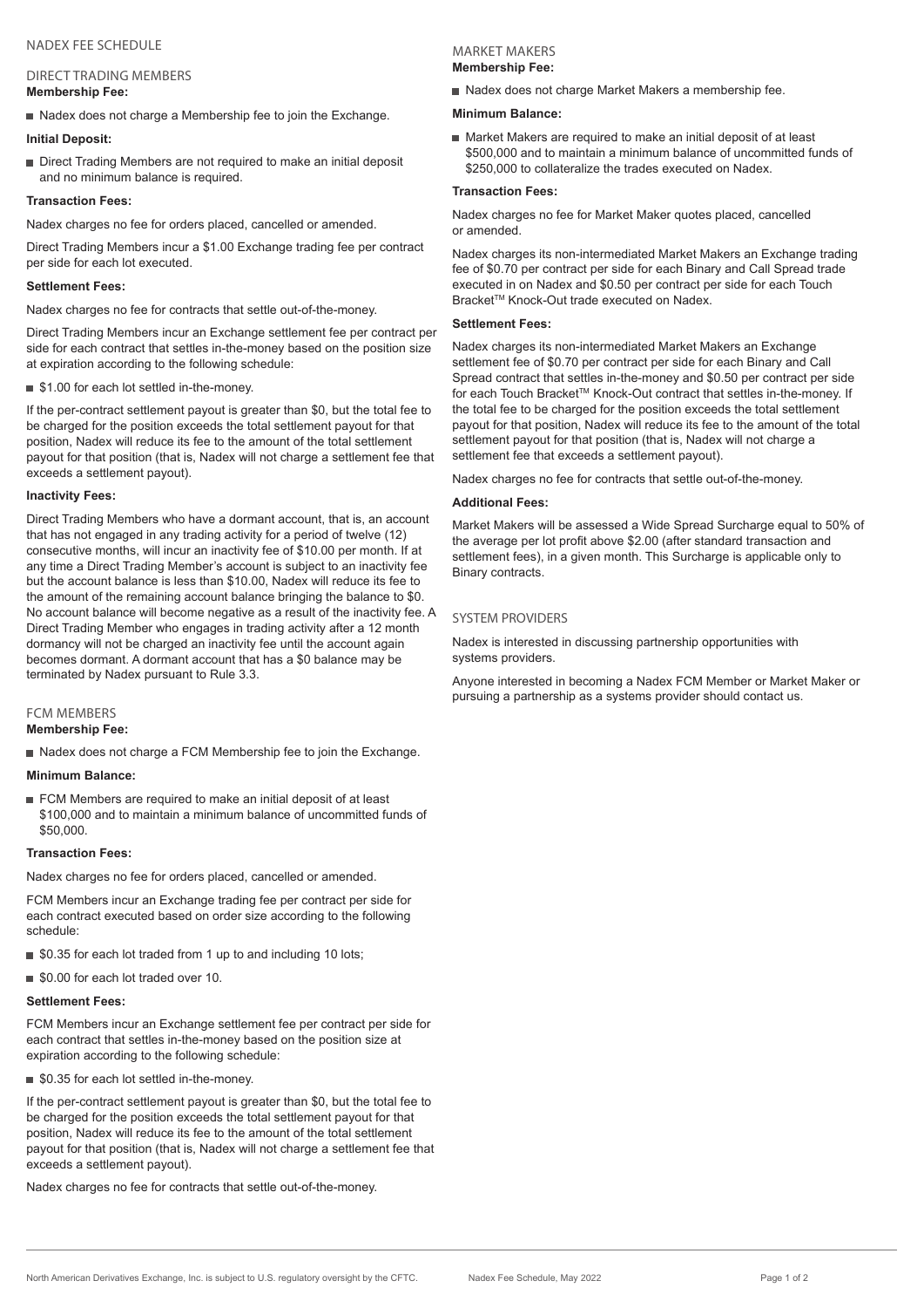# NADEX FEE SCHEDULE

## DIRECT TRADING MEMBERS

**Membership Fee:**

- Nadex does not charge a Membership fee to join the Exchange.

**Initial Deposit:**

- Direct Trading Members are not required to make an initial deposit and no minimum balance is required.

**Transaction Fees:**

Nadex charges no fee for orders placed, cancelled or amended.

Direct Trading Members incur a $1.00 Exchange trading fee per contract per side for each lot executed.

**Settlement Fees:**

Nadex charges no fee for contracts that settle out-of-the-money.

Direct Trading Members incur an Exchange settlement fee per contract per side for each contract that settles in-the-money based on the position size at expiration according to the following schedule:

- $1.00 for each lot settled in-the-money.

If the per-contract settlement payout is greater than $0, but the total fee to be charged for the position exceeds the total settlement payout for that position, Nadex will reduce its fee to the amount of the total settlement payout for that position (that is, Nadex will not charge a settlement fee that exceeds a settlement payout).

**Inactivity Fees:**

Direct Trading Members who have a dormant account, that is, an account that has not engaged in any trading activity for a period of twelve (12) consecutive months, will incur an inactivity fee of $10.00 per month. If at any time a Direct Trading Member's account is subject to an inactivity fee but the account balance is less than $10.00, Nadex will reduce its fee to the amount of the remaining account balance bringing the balance to $0. No account balance will become negative as a result of the inactivity fee. A Direct Trading Member who engages in trading activity after a 12 month dormancy will not be charged an inactivity fee until the account again becomes dormant. A dormant account that has a $0 balance may be terminated by Nadex pursuant to Rule 3.3.

## FCM MEMBERS

**Membership Fee:**

- Nadex does not charge a FCM Membership fee to join the Exchange.

**Minimum Balance:**

- FCM Members are required to make an initial deposit of at least $100,000 and to maintain a minimum balance of uncommitted funds of $50,000.

**Transaction Fees:**

Nadex charges no fee for orders placed, cancelled or amended.

FCM Members incur an Exchange trading fee per contract per side for each contract executed based on order size according to the following schedule:

- $0.35 for each lot traded from 1 up to and including 10 lots;
- $0.00 for each lot traded over 10.

**Settlement Fees:**

FCM Members incur an Exchange settlement fee per contract per side for each contract that settles in-the-money based on the position size at expiration according to the following schedule:

- $0.35 for each lot settled in-the-money.

If the per-contract settlement payout is greater than $0, but the total fee to be charged for the position exceeds the total settlement payout for that position, Nadex will reduce its fee to the amount of the total settlement payout for that position (that is, Nadex will not charge a settlement fee that exceeds a settlement payout).

Nadex charges no fee for contracts that settle out-of-the-money.

## MARKET MAKERS

**Membership Fee:**

- Nadex does not charge Market Makers a membership fee.

**Minimum Balance:**

- Market Makers are required to make an initial deposit of at least $500,000 and to maintain a minimum balance of uncommitted funds of $250,000 to collateralize the trades executed on Nadex.

**Transaction Fees:**

Nadex charges no fee for Market Maker quotes placed, cancelled or amended.

Nadex charges its non-intermediated Market Makers an Exchange trading fee of $0.70 per contract per side for each Binary and Call Spread trade executed in on Nadex and $0.50 per contract per side for each Touch Bracket™ Knock-Out trade executed on Nadex.

**Settlement Fees:**

Nadex charges its non-intermediated Market Makers an Exchange settlement fee of $0.70 per contract per side for each Binary and Call Spread contract that settles in-the-money and $0.50 per contract per side for each Touch Bracket™ Knock-Out contract that settles in-the-money. If the total fee to be charged for the position exceeds the total settlement payout for that position, Nadex will reduce its fee to the amount of the total settlement payout for that position (that is, Nadex will not charge a settlement fee that exceeds a settlement payout).

Nadex charges no fee for contracts that settle out-of-the-money.

**Additional Fees:**

Market Makers will be assessed a Wide Spread Surcharge equal to 50% of the average per lot profit above $2.00 (after standard transaction and settlement fees), in a given month. This Surcharge is applicable only to Binary contracts.

## SYSTEM PROVIDERS

Nadex is interested in discussing partnership opportunities with systems providers.

Anyone interested in becoming a Nadex FCM Member or Market Maker or pursuing a partnership as a systems provider should contact us.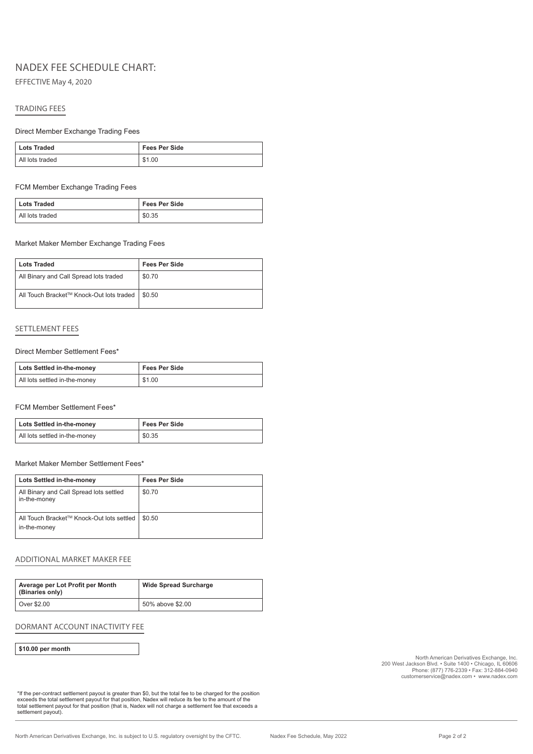# NADEX FEE SCHEDULE CHART:

EFFECTIVE May 4, 2020

## TRADING FEES

### Direct Member Exchange Trading Fees

| Lots Traded | Fees Per Side |
|---|---|
| All lots traded | $1.00 |

### FCM Member Exchange Trading Fees

| Lots Traded | Fees Per Side |
|---|---|
| All lots traded | $0.35 |

### Market Maker Member Exchange Trading Fees

| Lots Traded | Fees Per Side |
|---|---|
| All Binary and Call Spread lots traded | $0.70 |
| All Touch Bracket™ Knock-Out lots traded | $0.50 |

## SETTLEMENT FEES

### Direct Member Settlement Fees*

| Lots Settled in-the-money | Fees Per Side |
|---|---|
| All lots settled in-the-money | $1.00 |

### FCM Member Settlement Fees*

| Lots Settled in-the-money | Fees Per Side |
|---|---|
| All lots settled in-the-money | $0.35 |

### Market Maker Member Settlement Fees*

| Lots Settled in-the-money | Fees Per Side |
|---|---|
| All Binary and Call Spread lots settled in-the-money | $0.70 |
| All Touch Bracket™ Knock-Out lots settled in-the-money | $0.50 |

## ADDITIONAL MARKET MAKER FEE

| Average per Lot Profit per Month (Binaries only) | Wide Spread Surcharge |
|---|---|
| Over $2.00 | 50% above $2.00 |

## DORMANT ACCOUNT INACTIVITY FEE

**$10.00 per month**

North American Derivatives Exchange, Inc.
200 West Jackson Blvd. • Suite 1400 • Chicago, IL 60606
Phone: (877) 776-2339 • Fax: 312-884-0940
customerservice@nadex.com • www.nadex.com

*If the per-contract settlement payout is greater than $0, but the total fee to be charged for the position exceeds the total settlement payout for that position, Nadex will reduce its fee to the amount of the total settlement payout for that position (that is, Nadex will not charge a settlement fee that exceeds a settlement payout).

North American Derivatives Exchange, Inc. is subject to U.S. regulatory oversight by the CFTC.